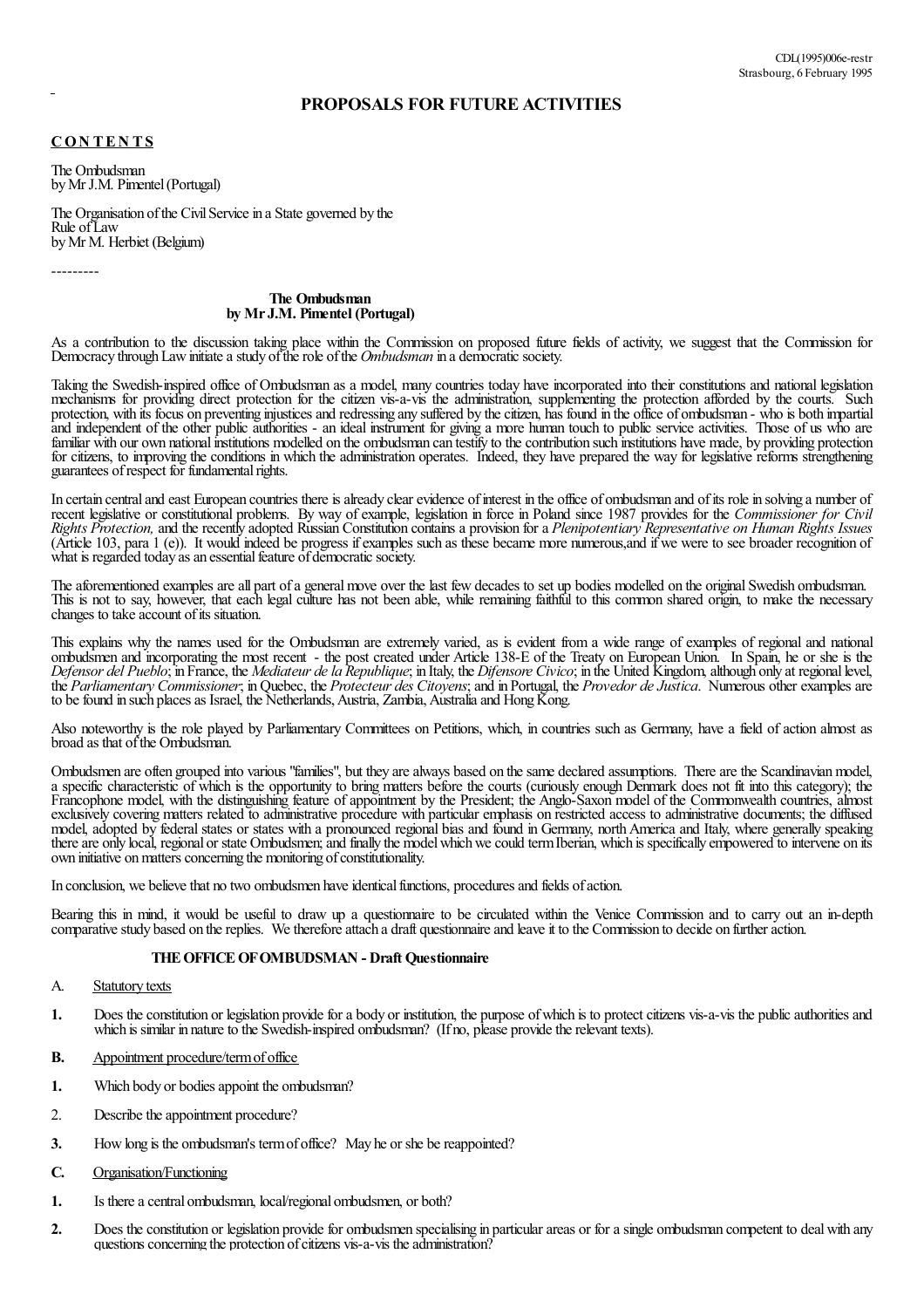CDL(1995)006e-restr
Strasbourg, 6 February 1995

# PROPOSALS FOR FUTURE ACTIVITIES

**C O N T E N T S**

The Ombudsman
by Mr J.M. Pimentel (Portugal)

The Organisation of the Civil Service in a State governed by the Rule of Law
by Mr M. Herbiet (Belgium)

---------

## The Ombudsman
### by Mr J.M. Pimentel (Portugal)

As a contribution to the discussion taking place within the Commission on proposed future fields of activity, we suggest that the Commission for Democracy through Law initiate a study of the role of the *Ombudsman* in a democratic society.

Taking the Swedish-inspired office of Ombudsman as a model, many countries today have incorporated into their constitutions and national legislation mechanisms for providing direct protection for the citizen vis-a-vis the administration, supplementing the protection afforded by the courts. Such protection, with its focus on preventing injustices and redressing any suffered by the citizen, has found in the office of ombudsman - who is both impartial and independent of the other public authorities - an ideal instrument for giving a more human touch to public service activities. Those of us who are familiar with our own national institutions modelled on the ombudsman can testify to the contribution such institutions have made, by providing protection for citizens, to improving the conditions in which the administration operates. Indeed, they have prepared the way for legislative reforms strengthening guarantees of respect for fundamental rights.

In certain central and east European countries there is already clear evidence of interest in the office of ombudsman and of its role in solving a number of recent legislative or constitutional problems. By way of example, legislation in force in Poland since 1987 provides for the *Commissioner for Civil Rights Protection,* and the recently adopted Russian Constitution contains a provision for a *Plenipotentiary Representative on Human Rights Issues* (Article 103, para 1 (e)). It would indeed be progress if examples such as these became more numerous,and if we were to see broader recognition of what is regarded today as an essential feature of democratic society.

The aforementioned examples are all part of a general move over the last few decades to set up bodies modelled on the original Swedish ombudsman. This is not to say, however, that each legal culture has not been able, while remaining faithful to this common shared origin, to make the necessary changes to take account of its situation.

This explains why the names used for the Ombudsman are extremely varied, as is evident from a wide range of examples of regional and national ombudsmen and incorporating the most recent - the post created under Article 138-E of the Treaty on European Union. In Spain, he or she is the *Defensor del Pueblo*; in France, the *Mediateur de la Republique*; in Italy, the *Difensore Civico*; in the United Kingdom, although only at regional level, the *Parliamentary Commissioner*; in Quebec, the *Protecteur des Citoyens*; and in Portugal, the *Provedor de Justica*. Numerous other examples are to be found in such places as Israel, the Netherlands, Austria, Zambia, Australia and Hong Kong.

Also noteworthy is the role played by Parliamentary Committees on Petitions, which, in countries such as Germany, have a field of action almost as broad as that of the Ombudsman.

Ombudsmen are often grouped into various "families", but they are always based on the same declared assumptions. There are the Scandinavian model, a specific characteristic of which is the opportunity to bring matters before the courts (curiously enough Denmark does not fit into this category); the Francophone model, with the distinguishing feature of appointment by the President; the Anglo-Saxon model of the Commonwealth countries, almost exclusively covering matters related to administrative procedure with particular emphasis on restricted access to administrative documents; the diffused model, adopted by federal states or states with a pronounced regional bias and found in Germany, north America and Italy, where generally speaking there are only local, regional or state Ombudsmen; and finally the model which we could term Iberian, which is specifically empowered to intervene on its own initiative on matters concerning the monitoring of constitutionality.

In conclusion, we believe that no two ombudsmen have identical functions, procedures and fields of action.

Bearing this in mind, it would be useful to draw up a questionnaire to be circulated within the Venice Commission and to carry out an in-depth comparative study based on the replies. We therefore attach a draft questionnaire and leave it to the Commission to decide on further action.

### THE OFFICE OF OMBUDSMAN - Draft Questionnaire

A. Statutory texts

**1.** Does the constitution or legislation provide for a body or institution, the purpose of which is to protect citizens vis-a-vis the public authorities and which is similar in nature to the Swedish-inspired ombudsman? (If no, please provide the relevant texts).

**B.** Appointment procedure/term of office

**1.** Which body or bodies appoint the ombudsman?

2. Describe the appointment procedure?

**3.** How long is the ombudsman's term of office? May he or she be reappointed?

**C.** Organisation/Functioning

**1.** Is there a central ombudsman, local/regional ombudsmen, or both?

**2.** Does the constitution or legislation provide for ombudsmen specialising in particular areas or for a single ombudsman competent to deal with any questions concerning the protection of citizens vis-a-vis the administration?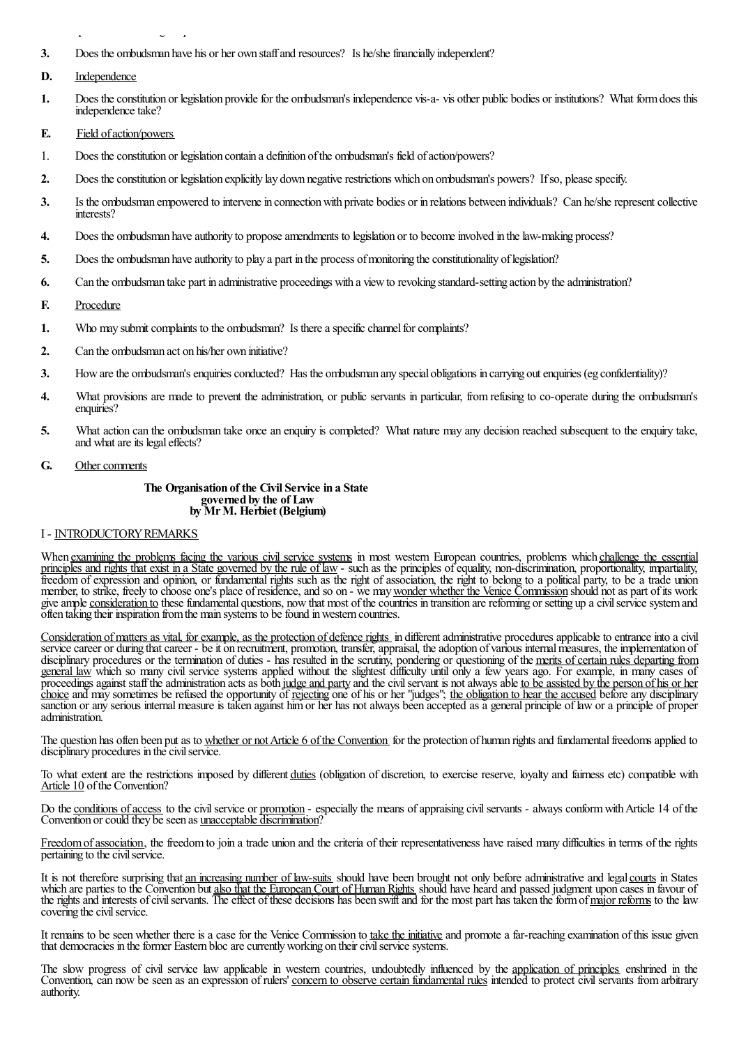3. Does the ombudsman have his or her own staff and resources? Is he/she financially independent?

**D.** Independence

1. Does the constitution or legislation provide for the ombudsman's independence vis-a- vis other public bodies or institutions? What form does this independence take?

**E.** Field of action/powers

1. Does the constitution or legislation contain a definition of the ombudsman's field of action/powers?

2. Does the constitution or legislation explicitly lay down negative restrictions which on ombudsman's powers? If so, please specify.

3. Is the ombudsman empowered to intervene in connection with private bodies or in relations between individuals? Can he/she represent collective interests?

4. Does the ombudsman have authority to propose amendments to legislation or to become involved in the law-making process?

5. Does the ombudsman have authority to play a part in the process of monitoring the constitutionality of legislation?

6. Can the ombudsman take part in administrative proceedings with a view to revoking standard-setting action by the administration?

**F.** Procedure

1. Who may submit complaints to the ombudsman? Is there a specific channel for complaints?

2. Can the ombudsman act on his/her own initiative?

3. How are the ombudsman's enquiries conducted? Has the ombudsman any special obligations in carrying out enquiries (eg confidentiality)?

4. What provisions are made to prevent the administration, or public servants in particular, from refusing to co-operate during the ombudsman's enquiries?

5. What action can the ombudsman take once an enquiry is completed? What nature may any decision reached subsequent to the enquiry take, and what are its legal effects?

**G.** Other comments

**The Organisation of the Civil Service in a State governed by the of Law**
**by Mr M. Herbiet (Belgium)**

I - INTRODUCTORY REMARKS

When examining the problems facing the various civil service systems in most western European countries, problems which challenge the essential principles and rights that exist in a State governed by the rule of law - such as the principles of equality, non-discrimination, proportionality, impartiality, freedom of expression and opinion, or fundamental rights such as the right of association, the right to belong to a political party, to be a trade union member, to strike, freely to choose one's place of residence, and so on - we may wonder whether the Venice Commission should not as part of its work give ample consideration to these fundamental questions, now that most of the countries in transition are reforming or setting up a civil service system and often taking their inspiration from the main systems to be found in western countries.

Consideration of matters as vital, for example, as the protection of defence rights in different administrative procedures applicable to entrance into a civil service career or during that career - be it on recruitment, promotion, transfer, appraisal, the adoption of various internal measures, the implementation of disciplinary procedures or the termination of duties - has resulted in the scrutiny, pondering or questioning of the merits of certain rules departing from general law which so many civil service systems applied without the slightest difficulty until only a few years ago. For example, in many cases of proceedings against staff the administration acts as both judge and party and the civil servant is not always able to be assisted by the person of his or her choice and may sometimes be refused the opportunity of rejecting one of his or her "judges"; the obligation to hear the accused before any disciplinary sanction or any serious internal measure is taken against him or her has not always been accepted as a general principle of law or a principle of proper administration.

The question has often been put as to whether or not Article 6 of the Convention for the protection of human rights and fundamental freedoms applied to disciplinary procedures in the civil service.

To what extent are the restrictions imposed by different duties (obligation of discretion, to exercise reserve, loyalty and fairness etc) compatible with Article 10 of the Convention?

Do the conditions of access to the civil service or promotion - especially the means of appraising civil servants - always conform with Article 14 of the Convention or could they be seen as unacceptable discrimination?

Freedom of association, the freedom to join a trade union and the criteria of their representativeness have raised many difficulties in terms of the rights pertaining to the civil service.

It is not therefore surprising that an increasing number of law-suits should have been brought not only before administrative and legal courts in States which are parties to the Convention but also that the European Court of Human Rights should have heard and passed judgment upon cases in favour of the rights and interests of civil servants. The effect of these decisions has been swift and for the most part has taken the form of major reforms to the law covering the civil service.

It remains to be seen whether there is a case for the Venice Commission to take the initiative and promote a far-reaching examination of this issue given that democracies in the former Eastern bloc are currently working on their civil service systems.

The slow progress of civil service law applicable in western countries, undoubtedly influenced by the application of principles enshrined in the Convention, can now be seen as an expression of rulers' concern to observe certain fundamental rules intended to protect civil servants from arbitrary authority.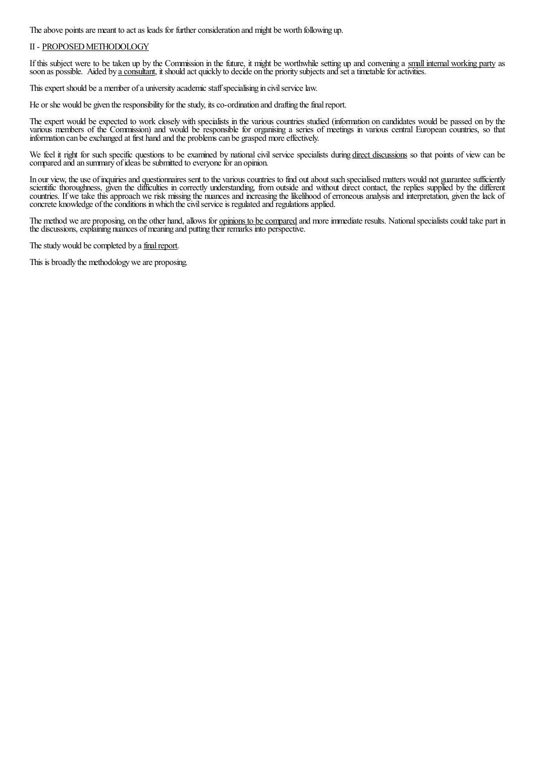The above points are meant to act as leads for further consideration and might be worth following up.

## II - PROPOSED METHODOLOGY

If this subject were to be taken up by the Commission in the future, it might be worthwhile setting up and convening a small internal working party as soon as possible. Aided by a consultant, it should act quickly to decide on the priority subjects and set a timetable for activities.

This expert should be a member of a university academic staff specialising in civil service law.

He or she would be given the responsibility for the study, its co-ordination and drafting the final report.

The expert would be expected to work closely with specialists in the various countries studied (information on candidates would be passed on by the various members of the Commission) and would be responsible for organising a series of meetings in various central European countries, so that information can be exchanged at first hand and the problems can be grasped more effectively.

We feel it right for such specific questions to be examined by national civil service specialists during direct discussions so that points of view can be compared and an summary of ideas be submitted to everyone for an opinion.

In our view, the use of inquiries and questionnaires sent to the various countries to find out about such specialised matters would not guarantee sufficiently scientific thoroughness, given the difficulties in correctly understanding, from outside and without direct contact, the replies supplied by the different countries. If we take this approach we risk missing the nuances and increasing the likelihood of erroneous analysis and interpretation, given the lack of concrete knowledge of the conditions in which the civil service is regulated and regulations applied.

The method we are proposing, on the other hand, allows for opinions to be compared and more immediate results. National specialists could take part in the discussions, explaining nuances of meaning and putting their remarks into perspective.

The study would be completed by a final report.

This is broadly the methodology we are proposing.